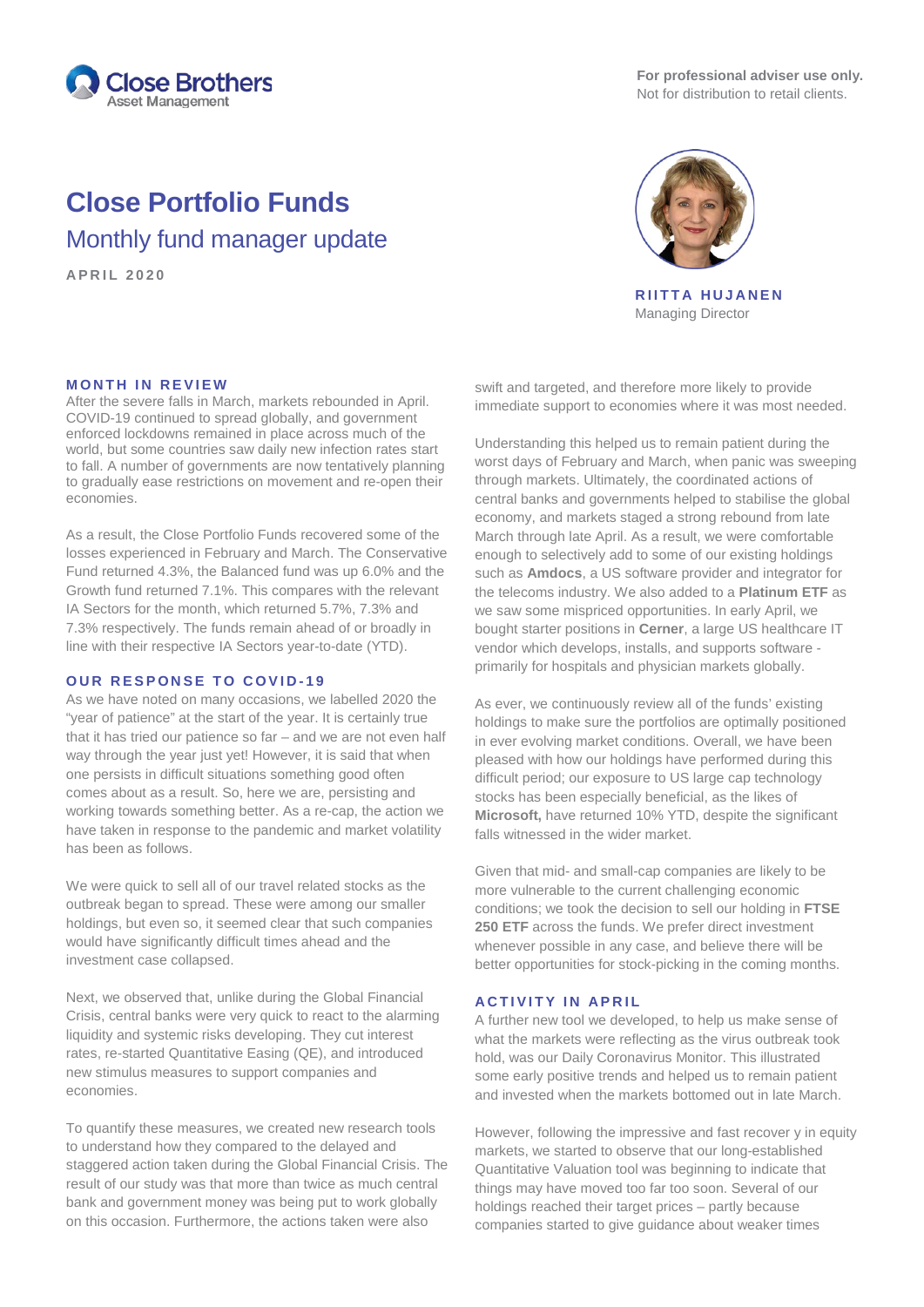Close Brothers Asset Management

**For professional adviser use only.**
Not for distribution to retail clients.

# Close Portfolio Funds

## Monthly fund manager update

**APRIL 2020**

**RIITTA HUJANEN**
Managing Director

### MONTH IN REVIEW

After the severe falls in March, markets rebounded in April. COVID-19 continued to spread globally, and government enforced lockdowns remained in place across much of the world, but some countries saw daily new infection rates start to fall. A number of governments are now tentatively planning to gradually ease restrictions on movement and re-open their economies.

As a result, the Close Portfolio Funds recovered some of the losses experienced in February and March. The Conservative Fund returned 4.3%, the Balanced fund was up 6.0% and the Growth fund returned 7.1%. This compares with the relevant IA Sectors for the month, which returned 5.7%, 7.3% and 7.3% respectively. The funds remain ahead of or broadly in line with their respective IA Sectors year-to-date (YTD).

### OUR RESPONSE TO COVID-19

As we have noted on many occasions, we labelled 2020 the "year of patience" at the start of the year. It is certainly true that it has tried our patience so far – and we are not even half way through the year just yet! However, it is said that when one persists in difficult situations something good often comes about as a result. So, here we are, persisting and working towards something better. As a re-cap, the action we have taken in response to the pandemic and market volatility has been as follows.

We were quick to sell all of our travel related stocks as the outbreak began to spread. These were among our smaller holdings, but even so, it seemed clear that such companies would have significantly difficult times ahead and the investment case collapsed.

Next, we observed that, unlike during the Global Financial Crisis, central banks were very quick to react to the alarming liquidity and systemic risks developing. They cut interest rates, re-started Quantitative Easing (QE), and introduced new stimulus measures to support companies and economies.

To quantify these measures, we created new research tools to understand how they compared to the delayed and staggered action taken during the Global Financial Crisis. The result of our study was that more than twice as much central bank and government money was being put to work globally on this occasion. Furthermore, the actions taken were also swift and targeted, and therefore more likely to provide immediate support to economies where it was most needed.

Understanding this helped us to remain patient during the worst days of February and March, when panic was sweeping through markets. Ultimately, the coordinated actions of central banks and governments helped to stabilise the global economy, and markets staged a strong rebound from late March through late April. As a result, we were comfortable enough to selectively add to some of our existing holdings such as **Amdocs**, a US software provider and integrator for the telecoms industry. We also added to a **Platinum ETF** as we saw some mispriced opportunities. In early April, we bought starter positions in **Cerner**, a large US healthcare IT vendor which develops, installs, and supports software - primarily for hospitals and physician markets globally.

As ever, we continuously review all of the funds' existing holdings to make sure the portfolios are optimally positioned in ever evolving market conditions. Overall, we have been pleased with how our holdings have performed during this difficult period; our exposure to US large cap technology stocks has been especially beneficial, as the likes of **Microsoft,** have returned 10% YTD, despite the significant falls witnessed in the wider market.

Given that mid- and small-cap companies are likely to be more vulnerable to the current challenging economic conditions; we took the decision to sell our holding in **FTSE 250 ETF** across the funds. We prefer direct investment whenever possible in any case, and believe there will be better opportunities for stock-picking in the coming months.

### ACTIVITY IN APRIL

A further new tool we developed, to help us make sense of what the markets were reflecting as the virus outbreak took hold, was our Daily Coronavirus Monitor. This illustrated some early positive trends and helped us to remain patient and invested when the markets bottomed out in late March.

However, following the impressive and fast recover y in equity markets, we started to observe that our long-established Quantitative Valuation tool was beginning to indicate that things may have moved too far too soon. Several of our holdings reached their target prices – partly because companies started to give guidance about weaker times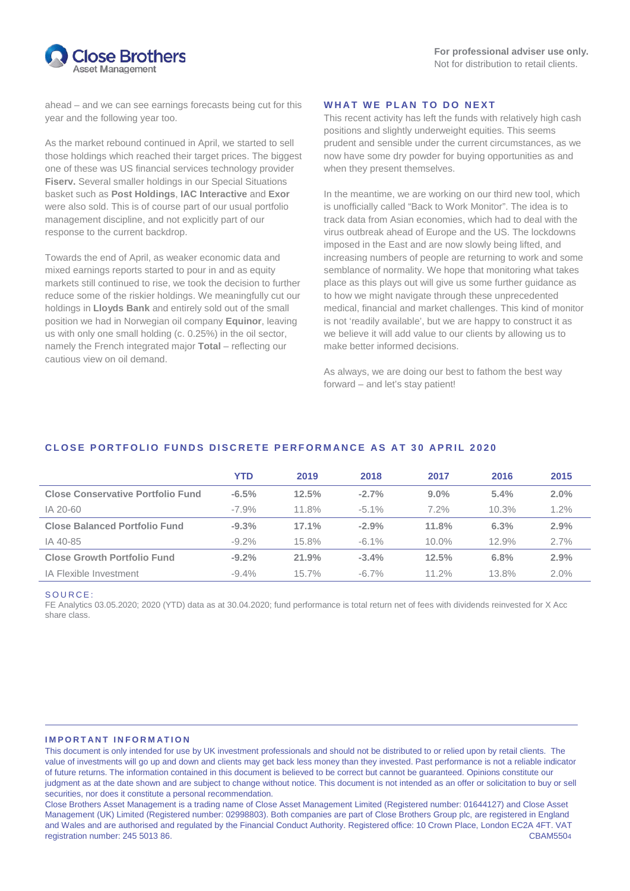ahead – and we can see earnings forecasts being cut for this year and the following year too.

As the market rebound continued in April, we started to sell those holdings which reached their target prices. The biggest one of these was US financial services technology provider **Fiserv.** Several smaller holdings in our Special Situations basket such as **Post Holdings**, **IAC Interactive** and **Exor** were also sold. This is of course part of our usual portfolio management discipline, and not explicitly part of our response to the current backdrop.

Towards the end of April, as weaker economic data and mixed earnings reports started to pour in and as equity markets still continued to rise, we took the decision to further reduce some of the riskier holdings. We meaningfully cut our holdings in **Lloyds Bank** and entirely sold out of the small position we had in Norwegian oil company **Equinor**, leaving us with only one small holding (c. 0.25%) in the oil sector, namely the French integrated major **Total** – reflecting our cautious view on oil demand.

## WHAT WE PLAN TO DO NEXT

This recent activity has left the funds with relatively high cash positions and slightly underweight equities. This seems prudent and sensible under the current circumstances, as we now have some dry powder for buying opportunities as and when they present themselves.

In the meantime, we are working on our third new tool, which is unofficially called "Back to Work Monitor". The idea is to track data from Asian economies, which had to deal with the virus outbreak ahead of Europe and the US. The lockdowns imposed in the East and are now slowly being lifted, and increasing numbers of people are returning to work and some semblance of normality. We hope that monitoring what takes place as this plays out will give us some further guidance as to how we might navigate through these unprecedented medical, financial and market challenges. This kind of monitor is not 'readily available', but we are happy to construct it as we believe it will add value to our clients by allowing us to make better informed decisions.

As always, we are doing our best to fathom the best way forward – and let's stay patient!

## CLOSE PORTFOLIO FUNDS DISCRETE PERFORMANCE AS AT 30 APRIL 2020

| | YTD | 2019 | 2018 | 2017 | 2016 | 2015 |
|---|---|---|---|---|---|---|
| **Close Conservative Portfolio Fund** | **-6.5%** | **12.5%** | **-2.7%** | **9.0%** | **5.4%** | **2.0%** |
| IA 20-60 | -7.9% | 11.8% | -5.1% | 7.2% | 10.3% | 1.2% |
| **Close Balanced Portfolio Fund** | **-9.3%** | **17.1%** | **-2.9%** | **11.8%** | **6.3%** | **2.9%** |
| IA 40-85 | -9.2% | 15.8% | -6.1% | 10.0% | 12.9% | 2.7% |
| **Close Growth Portfolio Fund** | **-9.2%** | **21.9%** | **-3.4%** | **12.5%** | **6.8%** | **2.9%** |
| IA Flexible Investment | -9.4% | 15.7% | -6.7% | 11.2% | 13.8% | 2.0% |

SOURCE:
FE Analytics 03.05.2020; 2020 (YTD) data as at 30.04.2020; fund performance is total return net of fees with dividends reinvested for X Acc share class.

## IMPORTANT INFORMATION

This document is only intended for use by UK investment professionals and should not be distributed to or relied upon by retail clients. The value of investments will go up and down and clients may get back less money than they invested. Past performance is not a reliable indicator of future returns. The information contained in this document is believed to be correct but cannot be guaranteed. Opinions constitute our judgment as at the date shown and are subject to change without notice. This document is not intended as an offer or solicitation to buy or sell securities, nor does it constitute a personal recommendation.

Close Brothers Asset Management is a trading name of Close Asset Management Limited (Registered number: 01644127) and Close Asset Management (UK) Limited (Registered number: 02998803). Both companies are part of Close Brothers Group plc, are registered in England and Wales and are authorised and regulated by the Financial Conduct Authority. Registered office: 10 Crown Place, London EC2A 4FT. VAT registration number: 245 5013 86. CBAM5504